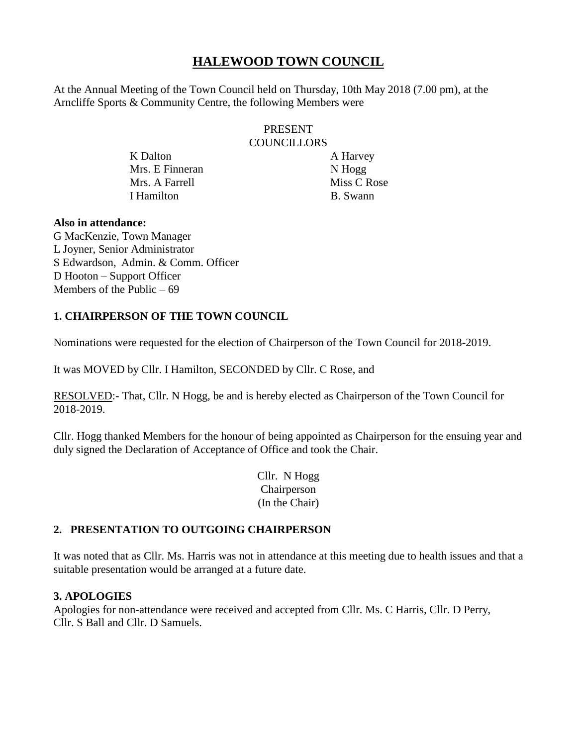# HALEWOOD TOWN COUNCIL

At the Annual Meeting of the Town Council held on Thursday, 10th May 2018 (7.00 pm), at the Arncliffe Sports & Community Centre, the following Members were

PRESENT
COUNCILLORS

| | |
|---|---|
| K Dalton | A Harvey |
| Mrs. E Finneran | N Hogg |
| Mrs. A Farrell | Miss C Rose |
| I Hamilton | B. Swann |

**Also in attendance:**
G MacKenzie, Town Manager
L Joyner, Senior Administrator
S Edwardson, Admin. & Comm. Officer
D Hooton – Support Officer
Members of the Public – 69

**1. CHAIRPERSON OF THE TOWN COUNCIL**

Nominations were requested for the election of Chairperson of the Town Council for 2018-2019.

It was MOVED by Cllr. I Hamilton, SECONDED by Cllr. C Rose, and

RESOLVED:- That, Cllr. N Hogg, be and is hereby elected as Chairperson of the Town Council for 2018-2019.

Cllr. Hogg thanked Members for the honour of being appointed as Chairperson for the ensuing year and duly signed the Declaration of Acceptance of Office and took the Chair.

Cllr. N Hogg
Chairperson
(In the Chair)

**2. PRESENTATION TO OUTGOING CHAIRPERSON**

It was noted that as Cllr. Ms. Harris was not in attendance at this meeting due to health issues and that a suitable presentation would be arranged at a future date.

**3. APOLOGIES**

Apologies for non-attendance were received and accepted from Cllr. Ms. C Harris, Cllr. D Perry, Cllr. S Ball and Cllr. D Samuels.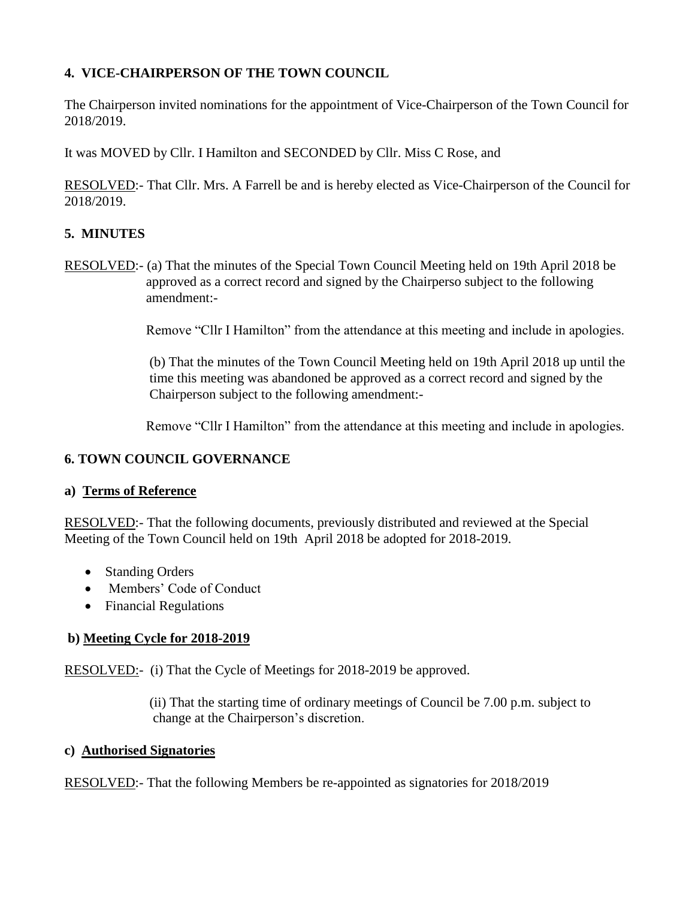## 4. VICE-CHAIRPERSON OF THE TOWN COUNCIL

The Chairperson invited nominations for the appointment of Vice-Chairperson of the Town Council for 2018/2019.

It was MOVED by Cllr. I Hamilton and SECONDED by Cllr. Miss C Rose, and

RESOLVED:- That Cllr. Mrs. A Farrell be and is hereby elected as Vice-Chairperson of the Council for 2018/2019.

## 5. MINUTES

RESOLVED:- (a) That the minutes of the Special Town Council Meeting held on 19th April 2018 be approved as a correct record and signed by the Chairperso subject to the following amendment:-

Remove "Cllr I Hamilton" from the attendance at this meeting and include in apologies.

(b) That the minutes of the Town Council Meeting held on 19th April 2018 up until the time this meeting was abandoned be approved as a correct record and signed by the Chairperson subject to the following amendment:-

Remove "Cllr I Hamilton" from the attendance at this meeting and include in apologies.

## 6. TOWN COUNCIL GOVERNANCE

### a) Terms of Reference

RESOLVED:- That the following documents, previously distributed and reviewed at the Special Meeting of the Town Council held on 19th April 2018 be adopted for 2018-2019.

- Standing Orders
- Members' Code of Conduct
- Financial Regulations

### b) Meeting Cycle for 2018-2019

RESOLVED:- (i) That the Cycle of Meetings for 2018-2019 be approved.

(ii) That the starting time of ordinary meetings of Council be 7.00 p.m. subject to change at the Chairperson's discretion.

### c) Authorised Signatories

RESOLVED:- That the following Members be re-appointed as signatories for 2018/2019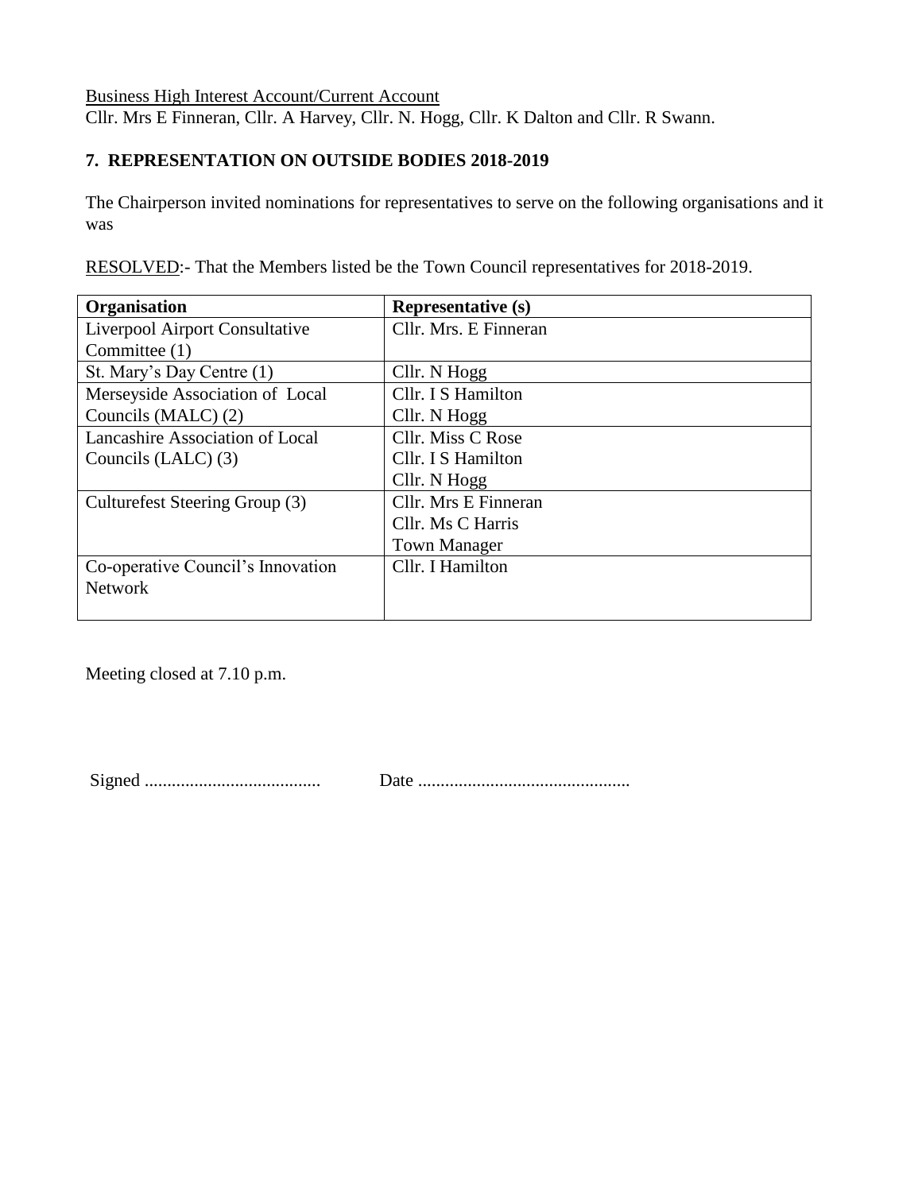Business High Interest Account/Current Account
Cllr. Mrs E Finneran, Cllr. A Harvey, Cllr. N. Hogg, Cllr. K Dalton and Cllr. R Swann.

**7. REPRESENTATION ON OUTSIDE BODIES 2018-2019**

The Chairperson invited nominations for representatives to serve on the following organisations and it was

RESOLVED:- That the Members listed be the Town Council representatives for 2018-2019.

| Organisation | Representative (s) |
|---|---|
| Liverpool Airport Consultative Committee (1) | Cllr. Mrs. E Finneran |
| St. Mary's Day Centre (1) | Cllr. N Hogg |
| Merseyside Association of Local Councils (MALC) (2) | Cllr. I S Hamilton<br>Cllr. N Hogg |
| Lancashire Association of Local Councils (LALC) (3) | Cllr. Miss C Rose<br>Cllr. I S Hamilton<br>Cllr. N Hogg |
| Culturefest Steering Group (3) | Cllr. Mrs E Finneran<br>Cllr. Ms C Harris<br>Town Manager |
| Co-operative Council's Innovation Network | Cllr. I Hamilton |

Meeting closed at 7.10 p.m.

Signed ...................................... Date ..............................................